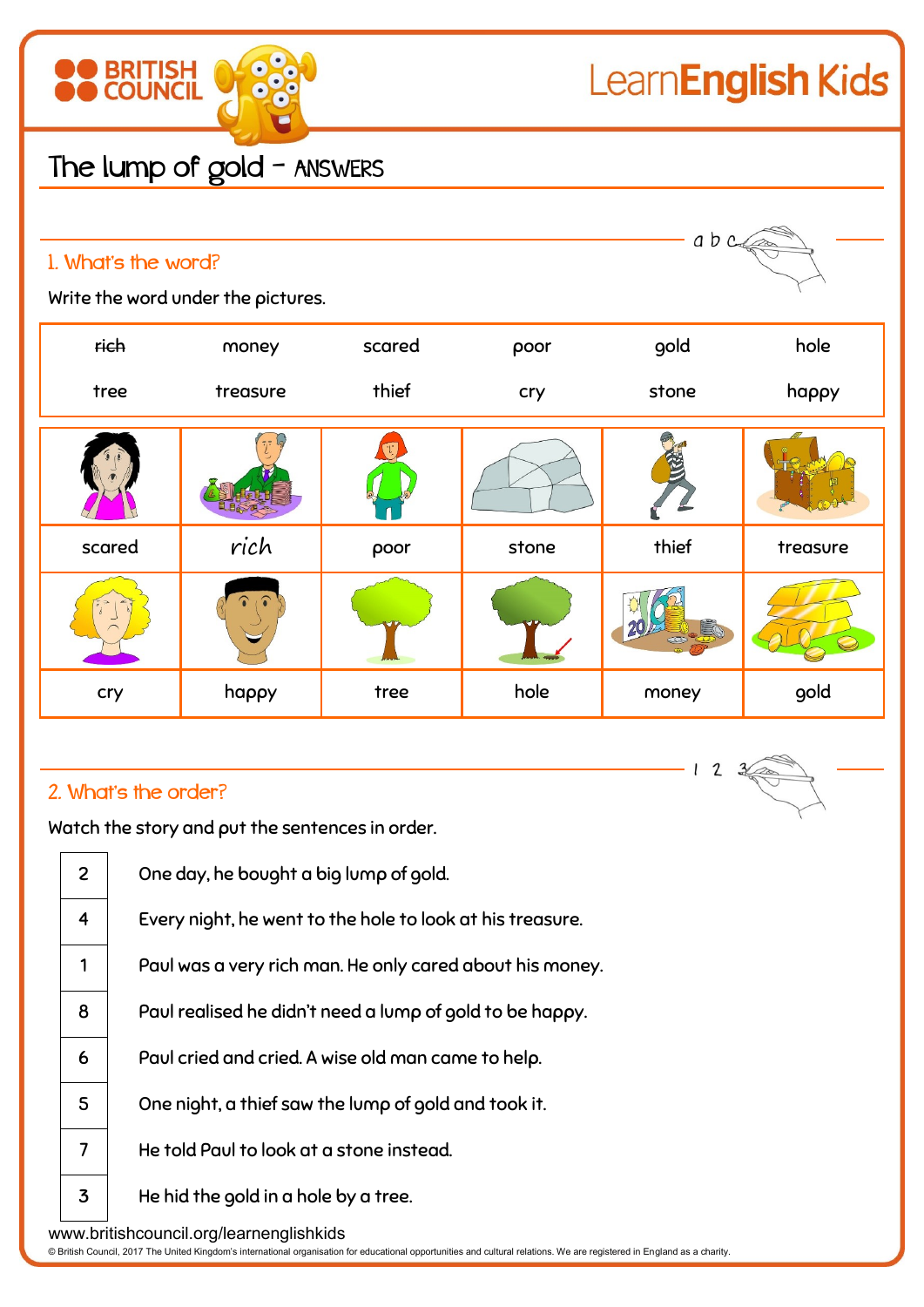# The lump of gold – ANSWERS

## 1. What's the word?

Write the word under the pictures.

| ~~rich~~ | money | scared | poor | gold | hole |
|---|---|---|---|---|---|
| tree | treasure | thief | cry | stone | happy |

| | | | | | |
|---|---|---|---|---|---|
| scared | rich | poor | stone | thief | treasure |
| cry | happy | tree | hole | money | gold |

## 2. What's the order?

Watch the story and put the sentences in order.

| | |
|---|---|
| 2 | One day, he bought a big lump of gold. |
| 4 | Every night, he went to the hole to look at his treasure. |
| 1 | Paul was a very rich man. He only cared about his money. |
| 8 | Paul realised he didn't need a lump of gold to be happy. |
| 6 | Paul cried and cried. A wise old man came to help. |
| 5 | One night, a thief saw the lump of gold and took it. |
| 7 | He told Paul to look at a stone instead. |
| 3 | He hid the gold in a hole by a tree. |

www.britishcouncil.org/learnenglishkids

© British Council, 2017 The United Kingdom's international organisation for educational opportunities and cultural relations. We are registered in England as a charity.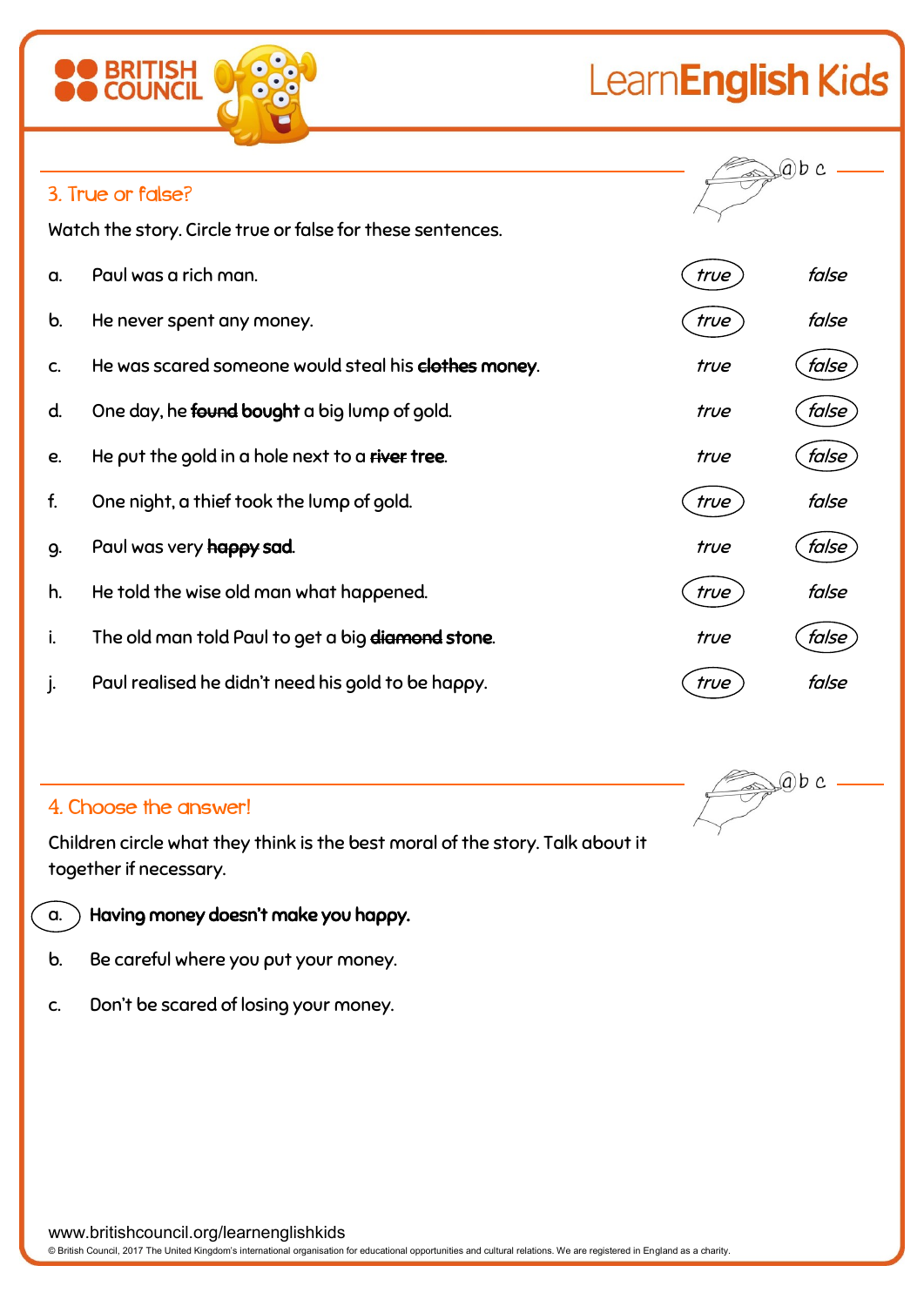## 3. True or false?

Watch the story. Circle true or false for these sentences.

| | | | |
|---|---|---|---|
| a. | Paul was a rich man. | **true** | false |
| b. | He never spent any money. | **true** | false |
| c. | He was scared someone would steal his ~~clothes~~ **money**. | true | **false** |
| d. | One day, he ~~found~~ **bought** a big lump of gold. | true | **false** |
| e. | He put the gold in a hole next to a ~~river~~ **tree**. | true | **false** |
| f. | One night, a thief took the lump of gold. | **true** | false |
| g. | Paul was very ~~happy~~ **sad**. | true | **false** |
| h. | He told the wise old man what happened. | **true** | false |
| i. | The old man told Paul to get a big ~~diamond~~ **stone**. | true | **false** |
| j. | Paul realised he didn't need his gold to be happy. | **true** | false |

## 4. Choose the answer!

Children circle what they think is the best moral of the story. Talk about it together if necessary.

a. **Having money doesn't make you happy.**

b. Be careful where you put your money.

c. Don't be scared of losing your money.

www.britishcouncil.org/learnenglishkids

© British Council, 2017 The United Kingdom's international organisation for educational opportunities and cultural relations. We are registered in England as a charity.